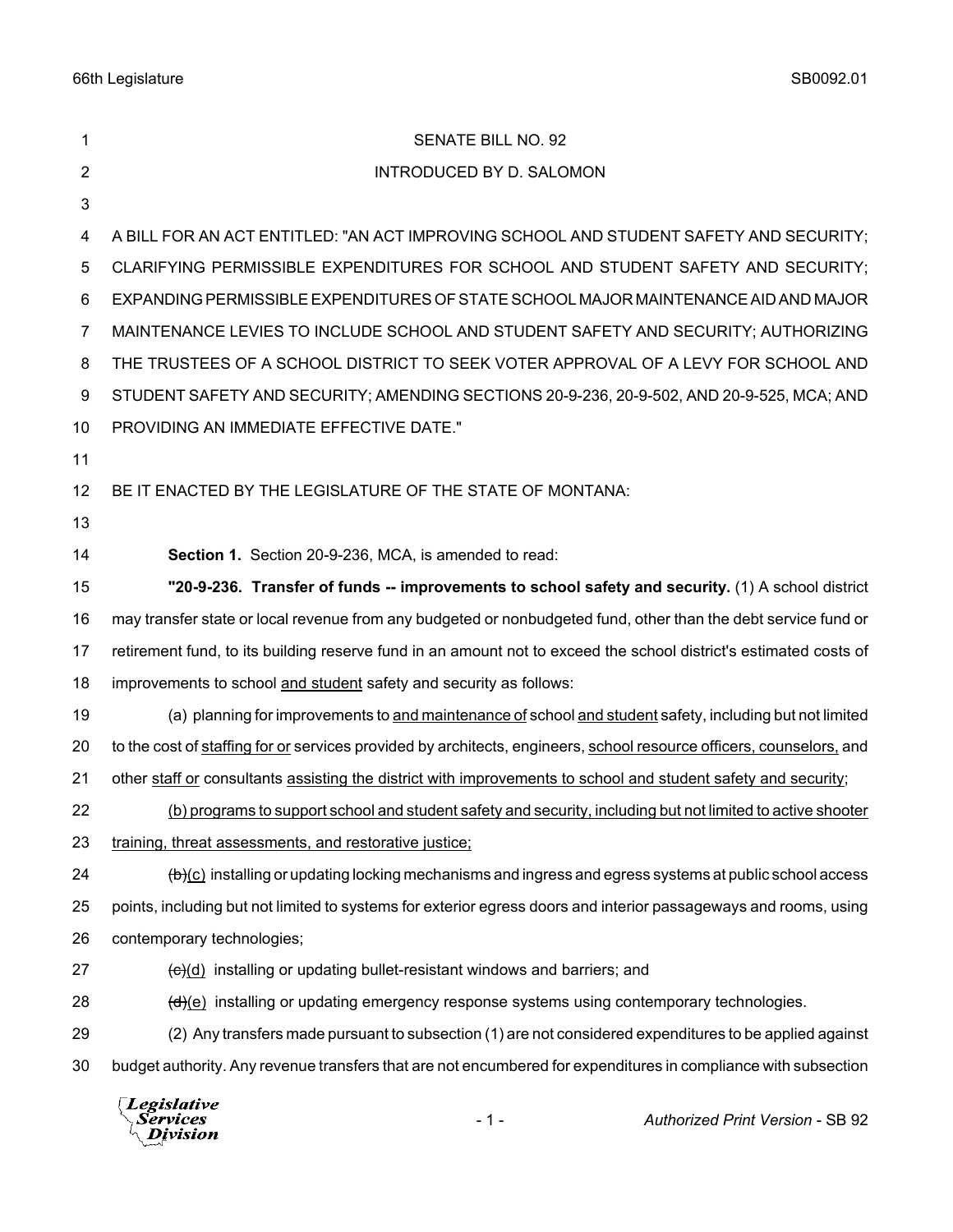SENATE BILL NO. 92

INTRODUCED BY D. SALOMON

A BILL FOR AN ACT ENTITLED: "AN ACT IMPROVING SCHOOL AND STUDENT SAFETY AND SECURITY; CLARIFYING PERMISSIBLE EXPENDITURES FOR SCHOOL AND STUDENT SAFETY AND SECURITY; EXPANDING PERMISSIBLE EXPENDITURES OF STATE SCHOOL MAJOR MAINTENANCE AID AND MAJOR MAINTENANCE LEVIES TO INCLUDE SCHOOL AND STUDENT SAFETY AND SECURITY; AUTHORIZING THE TRUSTEES OF A SCHOOL DISTRICT TO SEEK VOTER APPROVAL OF A LEVY FOR SCHOOL AND STUDENT SAFETY AND SECURITY; AMENDING SECTIONS 20-9-236, 20-9-502, AND 20-9-525, MCA; AND PROVIDING AN IMMEDIATE EFFECTIVE DATE."

BE IT ENACTED BY THE LEGISLATURE OF THE STATE OF MONTANA:

**Section 1.** Section 20-9-236, MCA, is amended to read:

**"20-9-236. Transfer of funds -- improvements to school safety and security.** (1) A school district may transfer state or local revenue from any budgeted or nonbudgeted fund, other than the debt service fund or retirement fund, to its building reserve fund in an amount not to exceed the school district's estimated costs of improvements to school and student safety and security as follows:

(a) planning for improvements to and maintenance of school and student safety, including but not limited to the cost of staffing for or services provided by architects, engineers, school resource officers, counselors, and other staff or consultants assisting the district with improvements to school and student safety and security;

(b) programs to support school and student safety and security, including but not limited to active shooter training, threat assessments, and restorative justice;

~~(b)~~(c) installing or updating locking mechanisms and ingress and egress systems at public school access points, including but not limited to systems for exterior egress doors and interior passageways and rooms, using contemporary technologies;

~~(c)~~(d) installing or updating bullet-resistant windows and barriers; and

~~(d)~~(e) installing or updating emergency response systems using contemporary technologies.

(2) Any transfers made pursuant to subsection (1) are not considered expenditures to be applied against budget authority. Any revenue transfers that are not encumbered for expenditures in compliance with subsection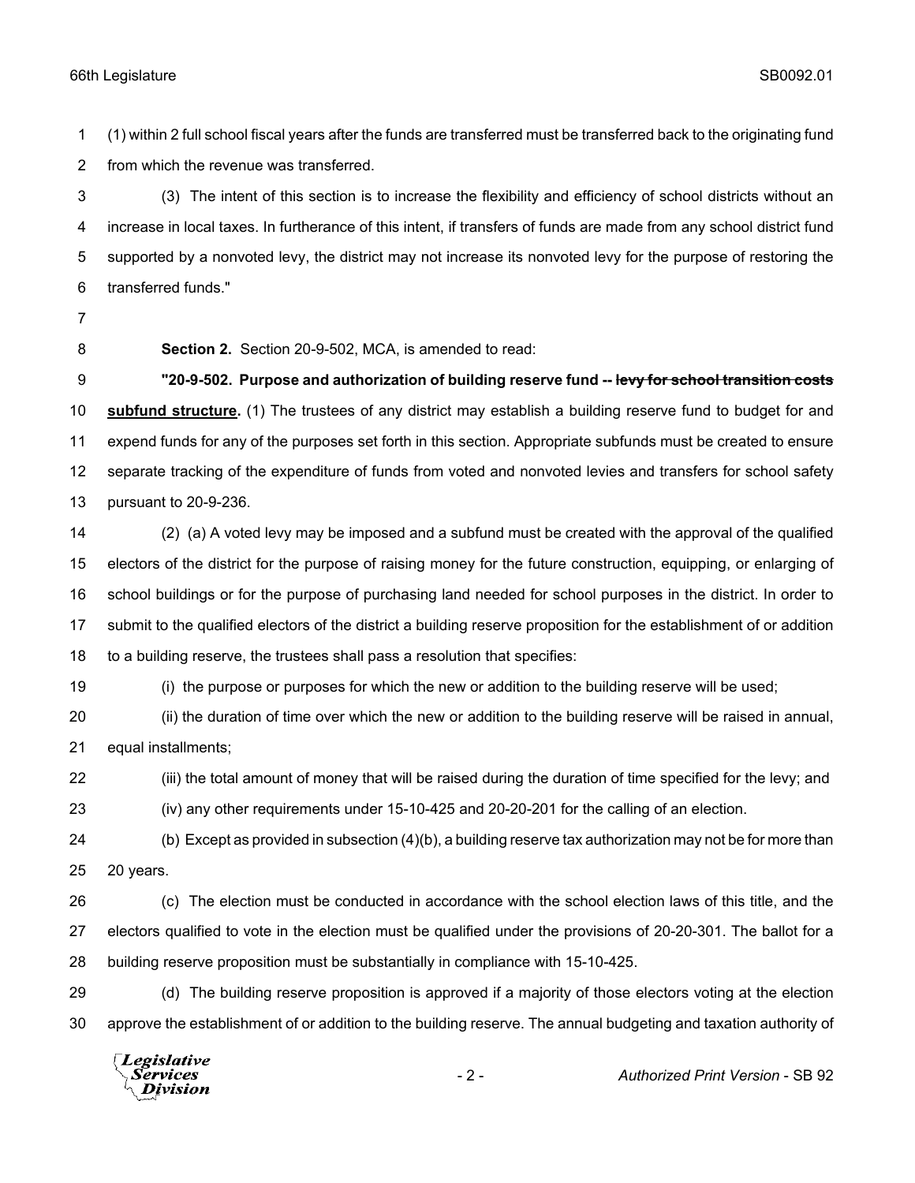(1) within 2 full school fiscal years after the funds are transferred must be transferred back to the originating fund from which the revenue was transferred.

(3) The intent of this section is to increase the flexibility and efficiency of school districts without an increase in local taxes. In furtherance of this intent, if transfers of funds are made from any school district fund supported by a nonvoted levy, the district may not increase its nonvoted levy for the purpose of restoring the transferred funds."

**Section 2.** Section 20-9-502, MCA, is amended to read:

**"20-9-502. Purpose and authorization of building reserve fund -- ~~levy for school transition costs~~ <u>subfund structure</u>.** (1) The trustees of any district may establish a building reserve fund to budget for and expend funds for any of the purposes set forth in this section. Appropriate subfunds must be created to ensure separate tracking of the expenditure of funds from voted and nonvoted levies and transfers for school safety pursuant to 20-9-236.

(2) (a) A voted levy may be imposed and a subfund must be created with the approval of the qualified electors of the district for the purpose of raising money for the future construction, equipping, or enlarging of school buildings or for the purpose of purchasing land needed for school purposes in the district. In order to submit to the qualified electors of the district a building reserve proposition for the establishment of or addition to a building reserve, the trustees shall pass a resolution that specifies:

(i) the purpose or purposes for which the new or addition to the building reserve will be used;

(ii) the duration of time over which the new or addition to the building reserve will be raised in annual, equal installments;

(iii) the total amount of money that will be raised during the duration of time specified for the levy; and

(iv) any other requirements under 15-10-425 and 20-20-201 for the calling of an election.

(b) Except as provided in subsection (4)(b), a building reserve tax authorization may not be for more than 20 years.

(c) The election must be conducted in accordance with the school election laws of this title, and the electors qualified to vote in the election must be qualified under the provisions of 20-20-301. The ballot for a building reserve proposition must be substantially in compliance with 15-10-425.

(d) The building reserve proposition is approved if a majority of those electors voting at the election approve the establishment of or addition to the building reserve. The annual budgeting and taxation authority of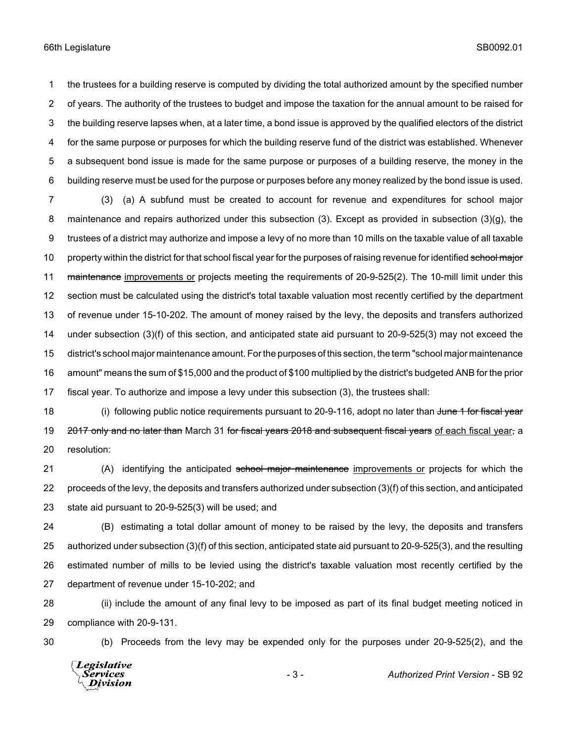the trustees for a building reserve is computed by dividing the total authorized amount by the specified number of years. The authority of the trustees to budget and impose the taxation for the annual amount to be raised for the building reserve lapses when, at a later time, a bond issue is approved by the qualified electors of the district for the same purpose or purposes for which the building reserve fund of the district was established. Whenever a subsequent bond issue is made for the same purpose or purposes of a building reserve, the money in the building reserve must be used for the purpose or purposes before any money realized by the bond issue is used.

(3) (a) A subfund must be created to account for revenue and expenditures for school major maintenance and repairs authorized under this subsection (3). Except as provided in subsection (3)(g), the trustees of a district may authorize and impose a levy of no more than 10 mills on the taxable value of all taxable property within the district for that school fiscal year for the purposes of raising revenue for identified ~~school major maintenance~~ <u>improvements or</u> projects meeting the requirements of 20-9-525(2). The 10-mill limit under this section must be calculated using the district's total taxable valuation most recently certified by the department of revenue under 15-10-202. The amount of money raised by the levy, the deposits and transfers authorized under subsection (3)(f) of this section, and anticipated state aid pursuant to 20-9-525(3) may not exceed the district's school major maintenance amount. For the purposes of this section, the term "school major maintenance amount" means the sum of $15,000 and the product of $100 multiplied by the district's budgeted ANB for the prior fiscal year. To authorize and impose a levy under this subsection (3), the trustees shall:

(i) following public notice requirements pursuant to 20-9-116, adopt no later than ~~June 1 for fiscal year 2017 only and no later than~~ March 31 ~~for fiscal years 2018 and subsequent fiscal years~~ <u>of each fiscal year</u>~~,~~ a resolution:

(A) identifying the anticipated ~~school major maintenance~~ <u>improvements or</u> projects for which the proceeds of the levy, the deposits and transfers authorized under subsection (3)(f) of this section, and anticipated state aid pursuant to 20-9-525(3) will be used; and

(B) estimating a total dollar amount of money to be raised by the levy, the deposits and transfers authorized under subsection (3)(f) of this section, anticipated state aid pursuant to 20-9-525(3), and the resulting estimated number of mills to be levied using the district's taxable valuation most recently certified by the department of revenue under 15-10-202; and

(ii) include the amount of any final levy to be imposed as part of its final budget meeting noticed in compliance with 20-9-131.

(b) Proceeds from the levy may be expended only for the purposes under 20-9-525(2), and the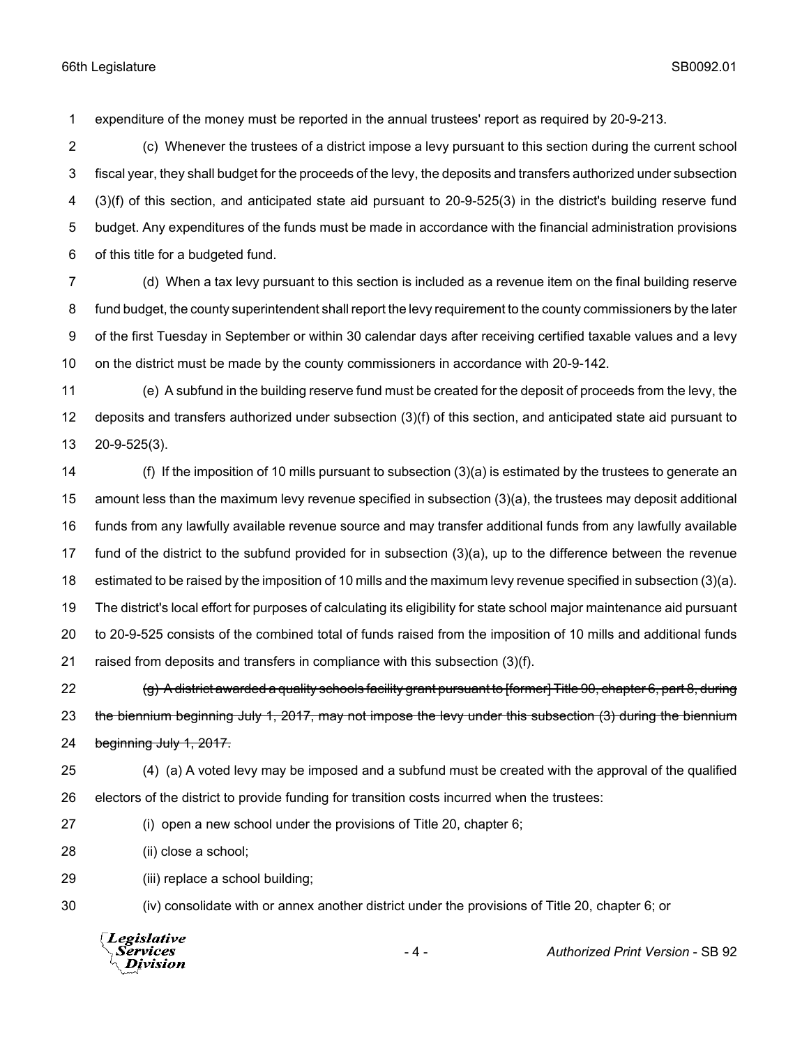expenditure of the money must be reported in the annual trustees' report as required by 20-9-213.

(c) Whenever the trustees of a district impose a levy pursuant to this section during the current school fiscal year, they shall budget for the proceeds of the levy, the deposits and transfers authorized under subsection (3)(f) of this section, and anticipated state aid pursuant to 20-9-525(3) in the district's building reserve fund budget. Any expenditures of the funds must be made in accordance with the financial administration provisions of this title for a budgeted fund.

(d) When a tax levy pursuant to this section is included as a revenue item on the final building reserve fund budget, the county superintendent shall report the levy requirement to the county commissioners by the later of the first Tuesday in September or within 30 calendar days after receiving certified taxable values and a levy on the district must be made by the county commissioners in accordance with 20-9-142.

(e) A subfund in the building reserve fund must be created for the deposit of proceeds from the levy, the deposits and transfers authorized under subsection (3)(f) of this section, and anticipated state aid pursuant to 20-9-525(3).

(f) If the imposition of 10 mills pursuant to subsection (3)(a) is estimated by the trustees to generate an amount less than the maximum levy revenue specified in subsection (3)(a), the trustees may deposit additional funds from any lawfully available revenue source and may transfer additional funds from any lawfully available fund of the district to the subfund provided for in subsection (3)(a), up to the difference between the revenue estimated to be raised by the imposition of 10 mills and the maximum levy revenue specified in subsection (3)(a). The district's local effort for purposes of calculating its eligibility for state school major maintenance aid pursuant to 20-9-525 consists of the combined total of funds raised from the imposition of 10 mills and additional funds raised from deposits and transfers in compliance with this subsection (3)(f).

~~(g) A district awarded a quality schools facility grant pursuant to [former] Title 90, chapter 6, part 8, during the biennium beginning July 1, 2017, may not impose the levy under this subsection (3) during the biennium beginning July 1, 2017.~~

(4) (a) A voted levy may be imposed and a subfund must be created with the approval of the qualified electors of the district to provide funding for transition costs incurred when the trustees:

(i) open a new school under the provisions of Title 20, chapter 6;

(ii) close a school;

(iii) replace a school building;

(iv) consolidate with or annex another district under the provisions of Title 20, chapter 6; or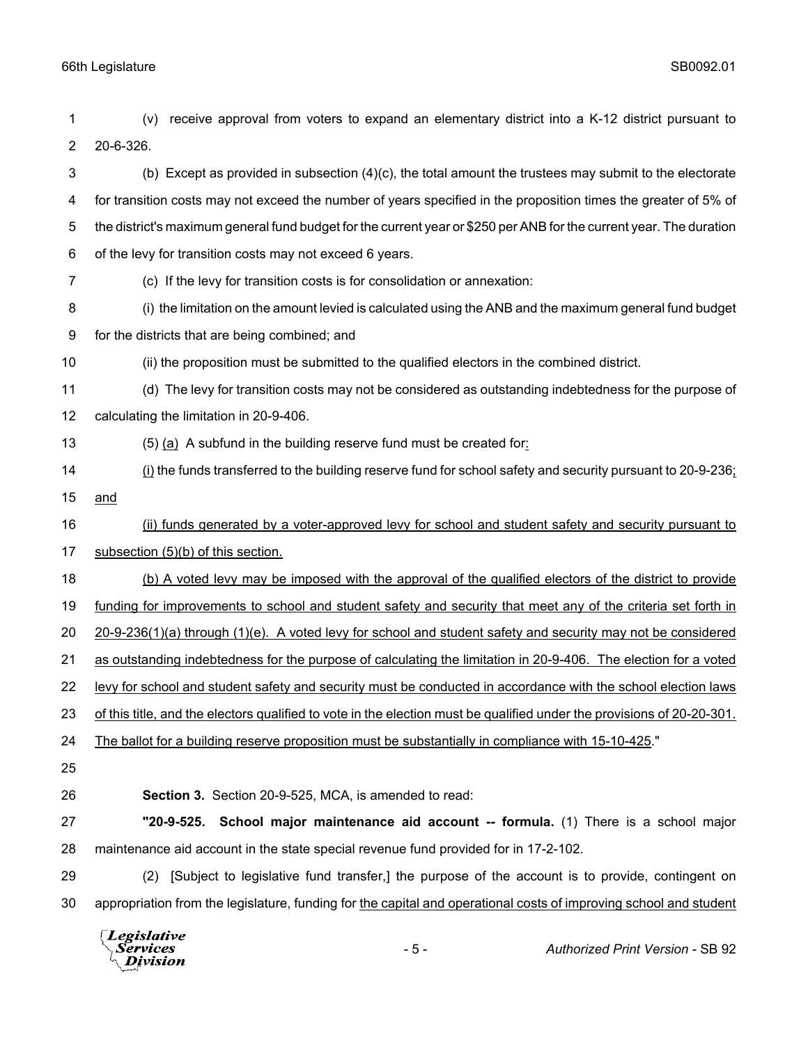(v) receive approval from voters to expand an elementary district into a K-12 district pursuant to 20-6-326.

(b) Except as provided in subsection (4)(c), the total amount the trustees may submit to the electorate for transition costs may not exceed the number of years specified in the proposition times the greater of 5% of the district's maximum general fund budget for the current year or $250 per ANB for the current year. The duration of the levy for transition costs may not exceed 6 years.

(c) If the levy for transition costs is for consolidation or annexation:

(i) the limitation on the amount levied is calculated using the ANB and the maximum general fund budget for the districts that are being combined; and

(ii) the proposition must be submitted to the qualified electors in the combined district.

(d) The levy for transition costs may not be considered as outstanding indebtedness for the purpose of calculating the limitation in 20-9-406.

(5) <u>(a)</u> A subfund in the building reserve fund must be created for<u>:</u>

<u>(i)</u> the funds transferred to the building reserve fund for school safety and security pursuant to 20-9-236<u>; and</u>

<u>(ii) funds generated by a voter-approved levy for school and student safety and security pursuant to subsection (5)(b) of this section.</u>

<u>(b) A voted levy may be imposed with the approval of the qualified electors of the district to provide funding for improvements to school and student safety and security that meet any of the criteria set forth in 20-9-236(1)(a) through (1)(e). A voted levy for school and student safety and security may not be considered as outstanding indebtedness for the purpose of calculating the limitation in 20-9-406. The election for a voted levy for school and student safety and security must be conducted in accordance with the school election laws of this title, and the electors qualified to vote in the election must be qualified under the provisions of 20-20-301. The ballot for a building reserve proposition must be substantially in compliance with 15-10-425</u>."

**Section 3.** Section 20-9-525, MCA, is amended to read:

**"20-9-525. School major maintenance aid account -- formula.** (1) There is a school major maintenance aid account in the state special revenue fund provided for in 17-2-102.

(2) [Subject to legislative fund transfer,] the purpose of the account is to provide, contingent on appropriation from the legislature, funding for <u>the capital and operational costs of improving school and student</u>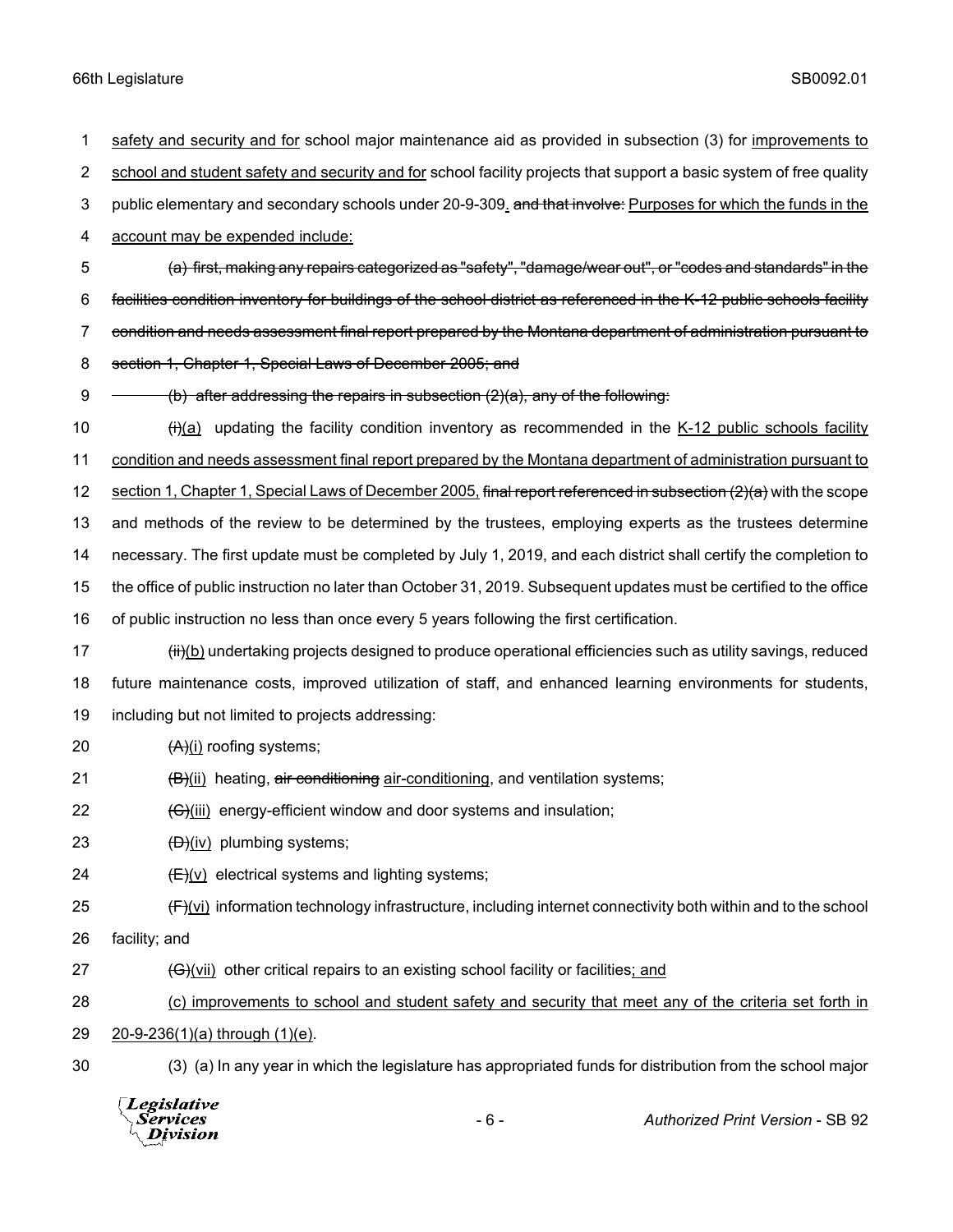1 <u>safety and security and for</u> school major maintenance aid as provided in subsection (3) for <u>improvements to</u>
2 <u>school and student safety and security and for</u> school facility projects that support a basic system of free quality
3 public elementary and secondary schools under 20-9-309<u>.</u> ~~and that involve:~~ <u>Purposes for which the funds in the</u>
4 <u>account may be expended include:</u>

5 ~~(a) first, making any repairs categorized as "safety", "damage/wear out", or "codes and standards" in the~~
6 ~~facilities condition inventory for buildings of the school district as referenced in the K-12 public schools facility~~
7 ~~condition and needs assessment final report prepared by the Montana department of administration pursuant to~~
8 ~~section 1, Chapter 1, Special Laws of December 2005; and~~

9 ~~(b) after addressing the repairs in subsection (2)(a), any of the following:~~

10 ~~(i)~~<u>(a)</u> updating the facility condition inventory as recommended in the <u>K-12 public schools facility</u>
11 <u>condition and needs assessment final report prepared by the Montana department of administration pursuant to</u>
12 <u>section 1, Chapter 1, Special Laws of December 2005,</u> ~~final report referenced in subsection (2)(a)~~ with the scope
13 and methods of the review to be determined by the trustees, employing experts as the trustees determine
14 necessary. The first update must be completed by July 1, 2019, and each district shall certify the completion to
15 the office of public instruction no later than October 31, 2019. Subsequent updates must be certified to the office
16 of public instruction no less than once every 5 years following the first certification.

17 ~~(ii)~~<u>(b)</u> undertaking projects designed to produce operational efficiencies such as utility savings, reduced
18 future maintenance costs, improved utilization of staff, and enhanced learning environments for students,
19 including but not limited to projects addressing:

20 ~~(A)~~<u>(i)</u> roofing systems;

21 ~~(B)~~<u>(ii)</u> heating, ~~air conditioning~~ <u>air-conditioning</u>, and ventilation systems;

22 ~~(C)~~<u>(iii)</u> energy-efficient window and door systems and insulation;

23 ~~(D)~~<u>(iv)</u> plumbing systems;

24 ~~(E)~~<u>(v)</u> electrical systems and lighting systems;

25 ~~(F)~~<u>(vi)</u> information technology infrastructure, including internet connectivity both within and to the school
26 facility; and

27 ~~(G)~~<u>(vii)</u> other critical repairs to an existing school facility or facilities<u>; and</u>

28 <u>(c) improvements to school and student safety and security that meet any of the criteria set forth in</u>
29 <u>20-9-236(1)(a) through (1)(e)</u>.

30 (3) (a) In any year in which the legislature has appropriated funds for distribution from the school major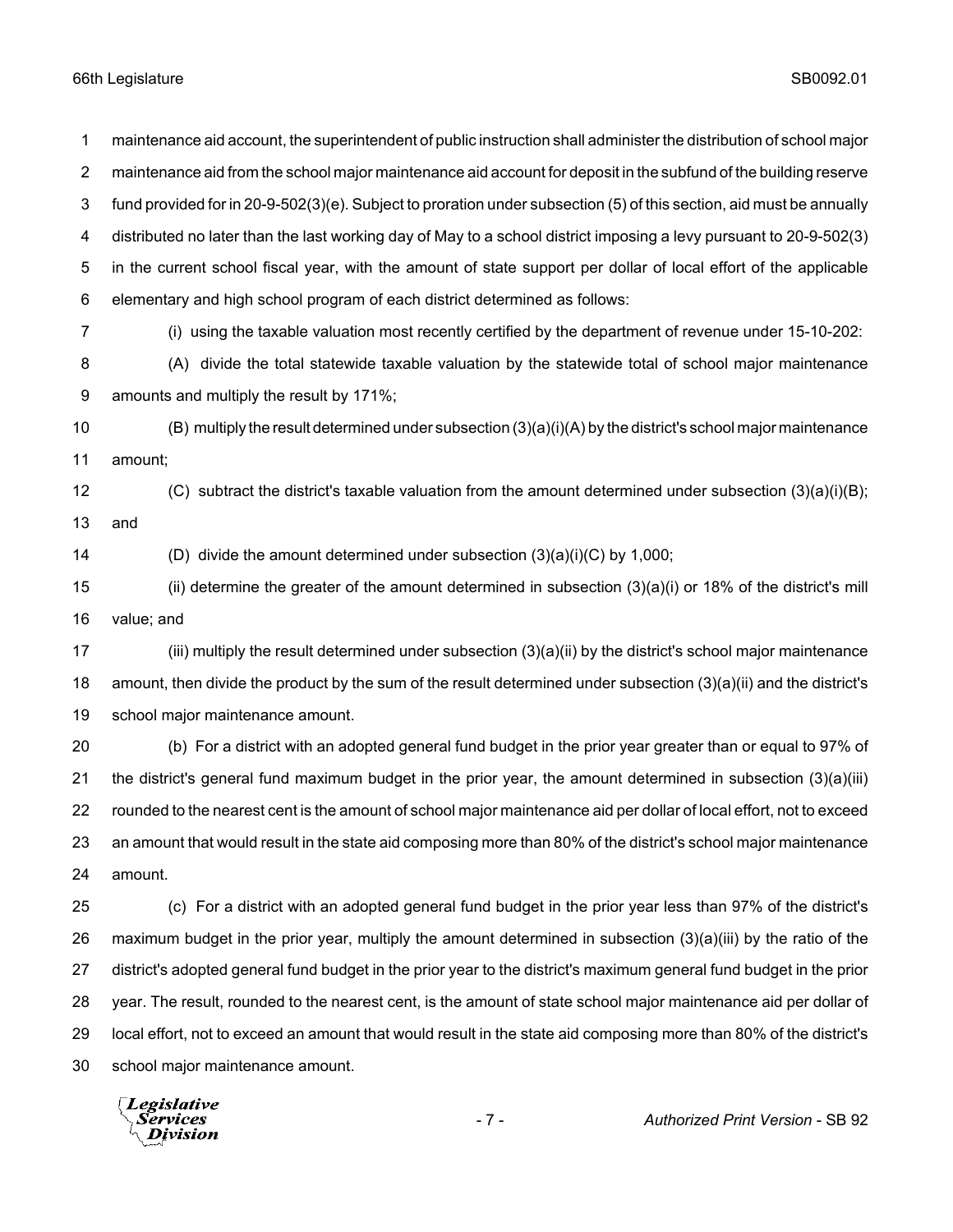maintenance aid account, the superintendent of public instruction shall administer the distribution of school major maintenance aid from the school major maintenance aid account for deposit in the subfund of the building reserve fund provided for in 20-9-502(3)(e). Subject to proration under subsection (5) of this section, aid must be annually distributed no later than the last working day of May to a school district imposing a levy pursuant to 20-9-502(3) in the current school fiscal year, with the amount of state support per dollar of local effort of the applicable elementary and high school program of each district determined as follows:

(i) using the taxable valuation most recently certified by the department of revenue under 15-10-202:

(A) divide the total statewide taxable valuation by the statewide total of school major maintenance amounts and multiply the result by 171%;

(B) multiply the result determined under subsection (3)(a)(i)(A) by the district's school major maintenance amount;

(C) subtract the district's taxable valuation from the amount determined under subsection (3)(a)(i)(B); and

(D) divide the amount determined under subsection (3)(a)(i)(C) by 1,000;

(ii) determine the greater of the amount determined in subsection (3)(a)(i) or 18% of the district's mill value; and

(iii) multiply the result determined under subsection (3)(a)(ii) by the district's school major maintenance amount, then divide the product by the sum of the result determined under subsection (3)(a)(ii) and the district's school major maintenance amount.

(b) For a district with an adopted general fund budget in the prior year greater than or equal to 97% of the district's general fund maximum budget in the prior year, the amount determined in subsection (3)(a)(iii) rounded to the nearest cent is the amount of school major maintenance aid per dollar of local effort, not to exceed an amount that would result in the state aid composing more than 80% of the district's school major maintenance amount.

(c) For a district with an adopted general fund budget in the prior year less than 97% of the district's maximum budget in the prior year, multiply the amount determined in subsection (3)(a)(iii) by the ratio of the district's adopted general fund budget in the prior year to the district's maximum general fund budget in the prior year. The result, rounded to the nearest cent, is the amount of state school major maintenance aid per dollar of local effort, not to exceed an amount that would result in the state aid composing more than 80% of the district's school major maintenance amount.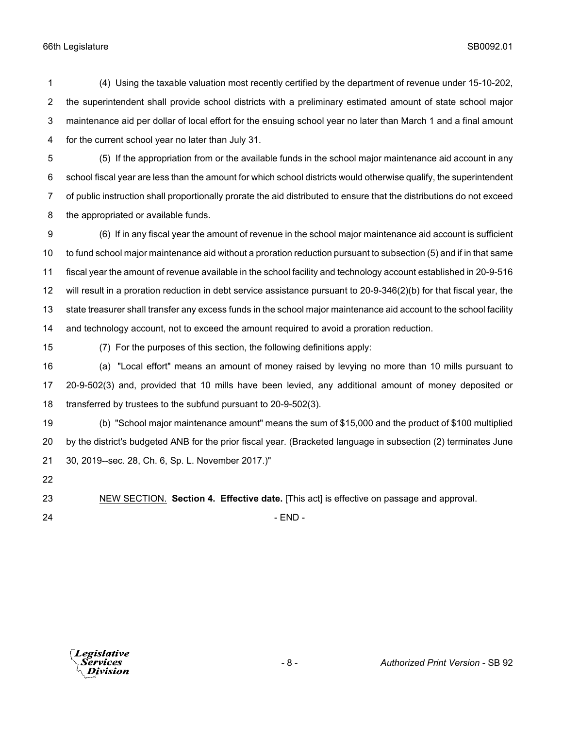(4) Using the taxable valuation most recently certified by the department of revenue under 15-10-202, the superintendent shall provide school districts with a preliminary estimated amount of state school major maintenance aid per dollar of local effort for the ensuing school year no later than March 1 and a final amount for the current school year no later than July 31.

(5) If the appropriation from or the available funds in the school major maintenance aid account in any school fiscal year are less than the amount for which school districts would otherwise qualify, the superintendent of public instruction shall proportionally prorate the aid distributed to ensure that the distributions do not exceed the appropriated or available funds.

(6) If in any fiscal year the amount of revenue in the school major maintenance aid account is sufficient to fund school major maintenance aid without a proration reduction pursuant to subsection (5) and if in that same fiscal year the amount of revenue available in the school facility and technology account established in 20-9-516 will result in a proration reduction in debt service assistance pursuant to 20-9-346(2)(b) for that fiscal year, the state treasurer shall transfer any excess funds in the school major maintenance aid account to the school facility and technology account, not to exceed the amount required to avoid a proration reduction.

(7) For the purposes of this section, the following definitions apply:

(a) "Local effort" means an amount of money raised by levying no more than 10 mills pursuant to 20-9-502(3) and, provided that 10 mills have been levied, any additional amount of money deposited or transferred by trustees to the subfund pursuant to 20-9-502(3).

(b) "School major maintenance amount" means the sum of $15,000 and the product of $100 multiplied by the district's budgeted ANB for the prior fiscal year. (Bracketed language in subsection (2) terminates June 30, 2019--sec. 28, Ch. 6, Sp. L. November 2017.)"

NEW SECTION. **Section 4. Effective date.** [This act] is effective on passage and approval.

\- END -